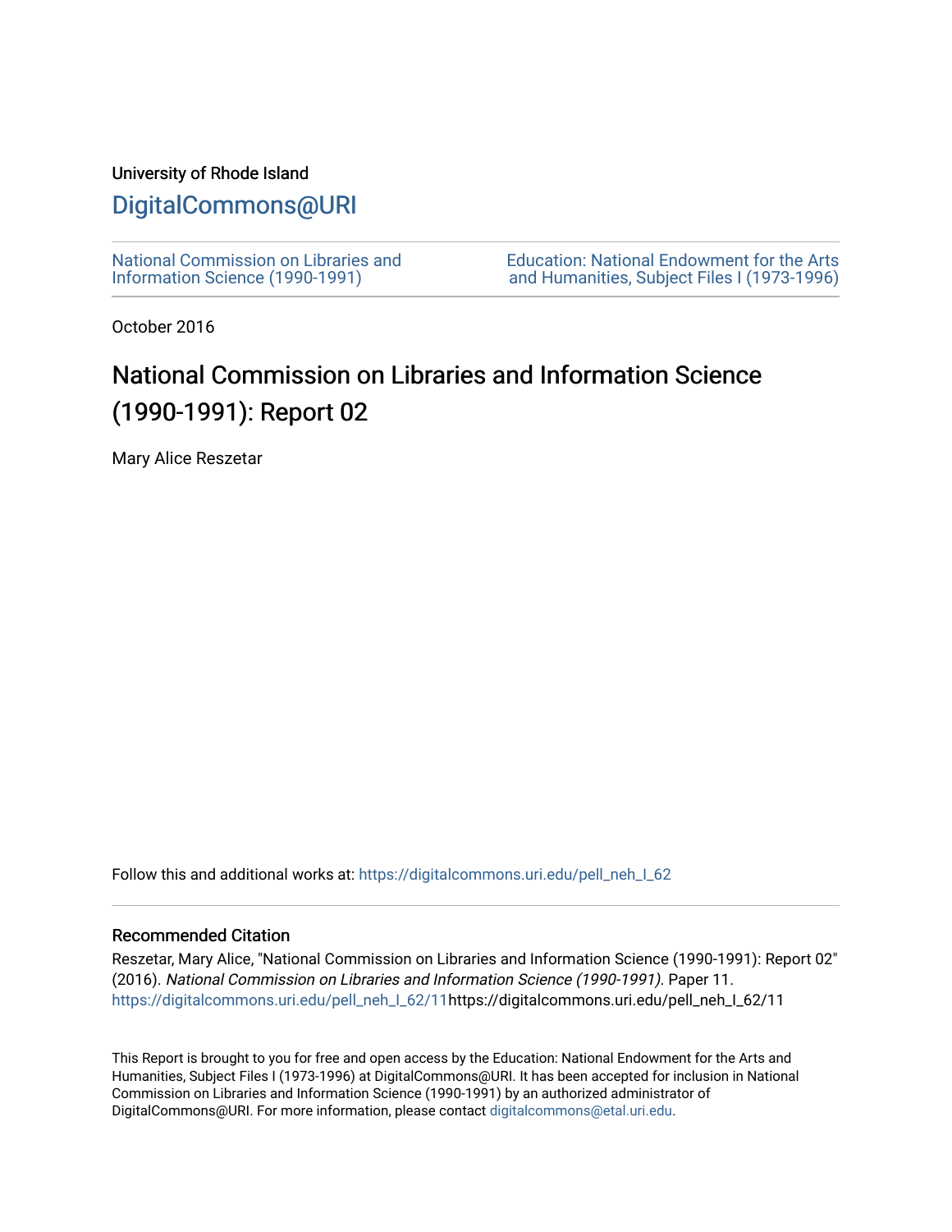University of Rhode Island

# DigitalCommons@URI

National Commission on Libraries and Information Science (1990-1991)

Education: National Endowment for the Arts and Humanities, Subject Files I (1973-1996)

October 2016

# National Commission on Libraries and Information Science (1990-1991): Report 02

Mary Alice Reszetar

Follow this and additional works at: https://digitalcommons.uri.edu/pell_neh_I_62

## Recommended Citation

Reszetar, Mary Alice, "National Commission on Libraries and Information Science (1990-1991): Report 02" (2016). *National Commission on Libraries and Information Science (1990-1991).* Paper 11. https://digitalcommons.uri.edu/pell_neh_I_62/11https://digitalcommons.uri.edu/pell_neh_I_62/11

This Report is brought to you for free and open access by the Education: National Endowment for the Arts and Humanities, Subject Files I (1973-1996) at DigitalCommons@URI. It has been accepted for inclusion in National Commission on Libraries and Information Science (1990-1991) by an authorized administrator of DigitalCommons@URI. For more information, please contact digitalcommons@etal.uri.edu.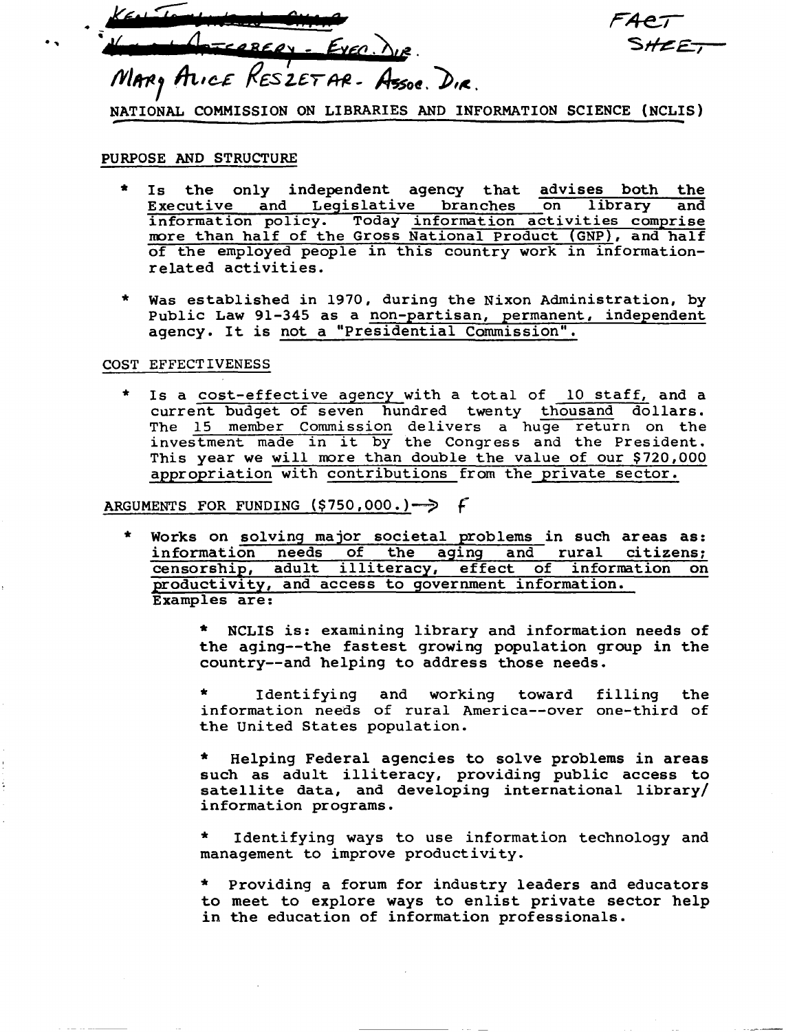~~Ken Tomlinson~~

~~... Atterbery - Exec. Dir.~~

Mary Alice Reszetar - Assoc. Dir.

FACT SHEET

NATIONAL COMMISSION ON LIBRARIES AND INFORMATION SCIENCE (NCLIS)

PURPOSE AND STRUCTURE

* Is the only independent agency that advises both the Executive and Legislative branches on library and information policy. Today information activities comprise more than half of the Gross National Product (GNP), and half of the employed people in this country work in information-related activities.

* Was established in 1970, during the Nixon Administration, by Public Law 91-345 as a non-partisan, permanent, independent agency. It is not a "Presidential Commission".

COST EFFECTIVENESS

* Is a cost-effective agency with a total of 10 staff, and a current budget of seven hundred twenty thousand dollars. The 15 member Commission delivers a huge return on the investment made in it by the Congress and the President. This year we will more than double the value of our $720,000 appropriation with contributions from the private sector.

ARGUMENTS FOR FUNDING ($750,000.) → f

* Works on solving major societal problems in such areas as: information needs of the aging and rural citizens; censorship, adult illiteracy, effect of information on productivity, and access to government information. Examples are:

  * NCLIS is: examining library and information needs of the aging--the fastest growing population group in the country--and helping to address those needs.

  * Identifying and working toward filling the information needs of rural America--over one-third of the United States population.

  * Helping Federal agencies to solve problems in areas such as adult illiteracy, providing public access to satellite data, and developing international library/information programs.

  * Identifying ways to use information technology and management to improve productivity.

  * Providing a forum for industry leaders and educators to meet to explore ways to enlist private sector help in the education of information professionals.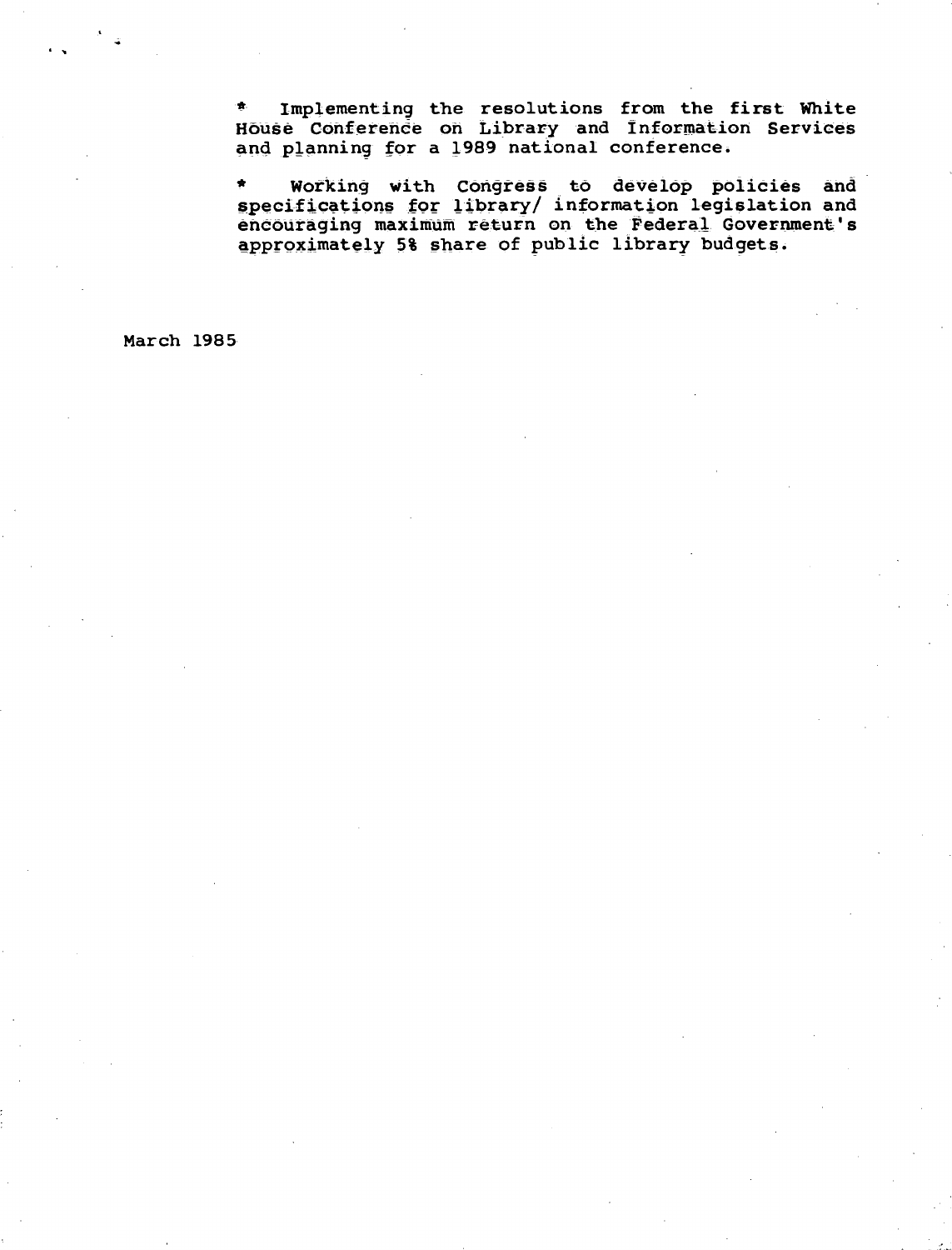* Implementing the resolutions from the first White House Conference on Library and Information Services and planning for a 1989 national conference.

* Working with Congress to develop policies and specifications for library/ information legislation and encouraging maximum return on the Federal Government's approximately 5% share of public library budgets.

March 1985